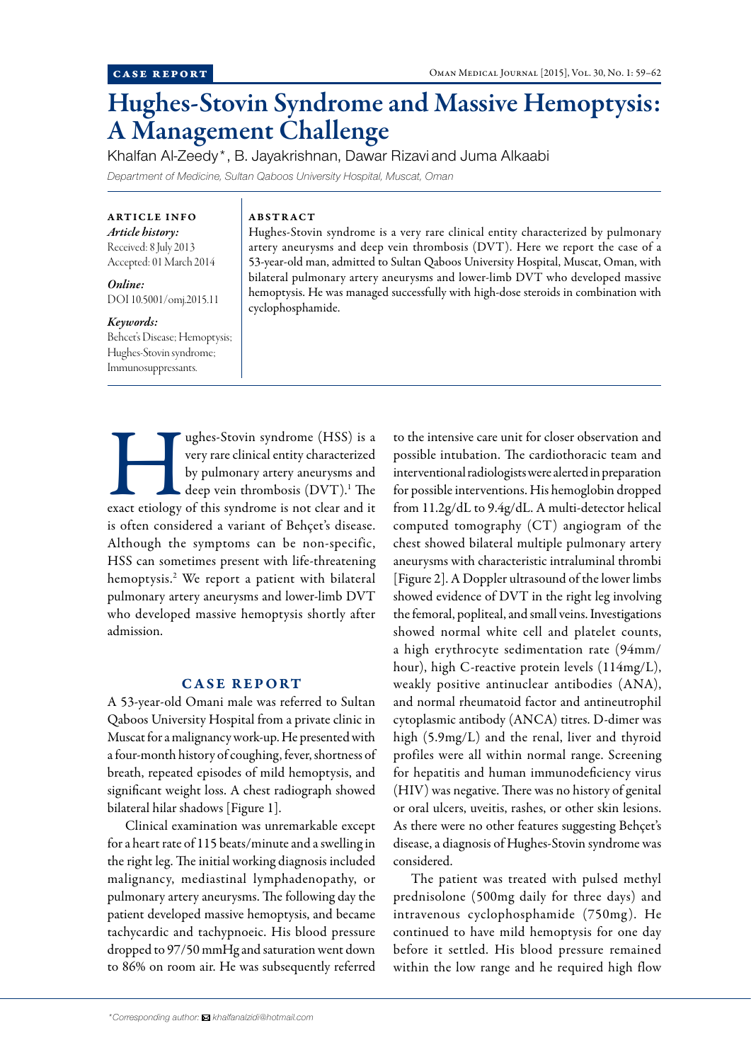CASE REPORT

# Hughes-Stovin Syndrome and Massive Hemoptysis: A Management Challenge

Khalfan Al-Zeedy*, B. Jayakrishnan, Dawar Rizavi and Juma Alkaabi

*Department of Medicine, Sultan Qaboos University Hospital, Muscat, Oman*

**ARTICLE INFO**

***Article history:***
Received: 8 July 2013
Accepted: 01 March 2014

***Online:***
DOI 10.5001/omj.2015.11

***Keywords:***
Behcet's Disease; Hemoptysis; Hughes-Stovin syndrome; Immunosuppressants.

**ABSTRACT**

Hughes-Stovin syndrome is a very rare clinical entity characterized by pulmonary artery aneurysms and deep vein thrombosis (DVT). Here we report the case of a 53-year-old man, admitted to Sultan Qaboos University Hospital, Muscat, Oman, with bilateral pulmonary artery aneurysms and lower-limb DVT who developed massive hemoptysis. He was managed successfully with high-dose steroids in combination with cyclophosphamide.

Hughes-Stovin syndrome (HSS) is a very rare clinical entity characterized by pulmonary artery aneurysms and deep vein thrombosis (DVT).[1] The exact etiology of this syndrome is not clear and it is often considered a variant of Behçet's disease. Although the symptoms can be non-specific, HSS can sometimes present with life-threatening hemoptysis.[2] We report a patient with bilateral pulmonary artery aneurysms and lower-limb DVT who developed massive hemoptysis shortly after admission.

## CASE REPORT

A 53-year-old Omani male was referred to Sultan Qaboos University Hospital from a private clinic in Muscat for a malignancy work-up. He presented with a four-month history of coughing, fever, shortness of breath, repeated episodes of mild hemoptysis, and significant weight loss. A chest radiograph showed bilateral hilar shadows [Figure 1].

Clinical examination was unremarkable except for a heart rate of 115 beats/minute and a swelling in the right leg. The initial working diagnosis included malignancy, mediastinal lymphadenopathy, or pulmonary artery aneurysms. The following day the patient developed massive hemoptysis, and became tachycardic and tachypnoeic. His blood pressure dropped to 97/50 mmHg and saturation went down to 86% on room air. He was subsequently referred to the intensive care unit for closer observation and possible intubation. The cardiothoracic team and interventional radiologists were alerted in preparation for possible interventions. His hemoglobin dropped from 11.2g/dL to 9.4g/dL. A multi-detector helical computed tomography (CT) angiogram of the chest showed bilateral multiple pulmonary artery aneurysms with characteristic intraluminal thrombi [Figure 2]. A Doppler ultrasound of the lower limbs showed evidence of DVT in the right leg involving the femoral, popliteal, and small veins. Investigations showed normal white cell and platelet counts, a high erythrocyte sedimentation rate (94mm/hour), high C-reactive protein levels (114mg/L), weakly positive antinuclear antibodies (ANA), and normal rheumatoid factor and antineutrophil cytoplasmic antibody (ANCA) titres. D-dimer was high (5.9mg/L) and the renal, liver and thyroid profiles were all within normal range. Screening for hepatitis and human immunodeficiency virus (HIV) was negative. There was no history of genital or oral ulcers, uveitis, rashes, or other skin lesions. As there were no other features suggesting Behçet's disease, a diagnosis of Hughes-Stovin syndrome was considered.

The patient was treated with pulsed methyl prednisolone (500mg daily for three days) and intravenous cyclophosphamide (750mg). He continued to have mild hemoptysis for one day before it settled. His blood pressure remained within the low range and he required high flow

*Corresponding author: khalfanalzidi@hotmail.com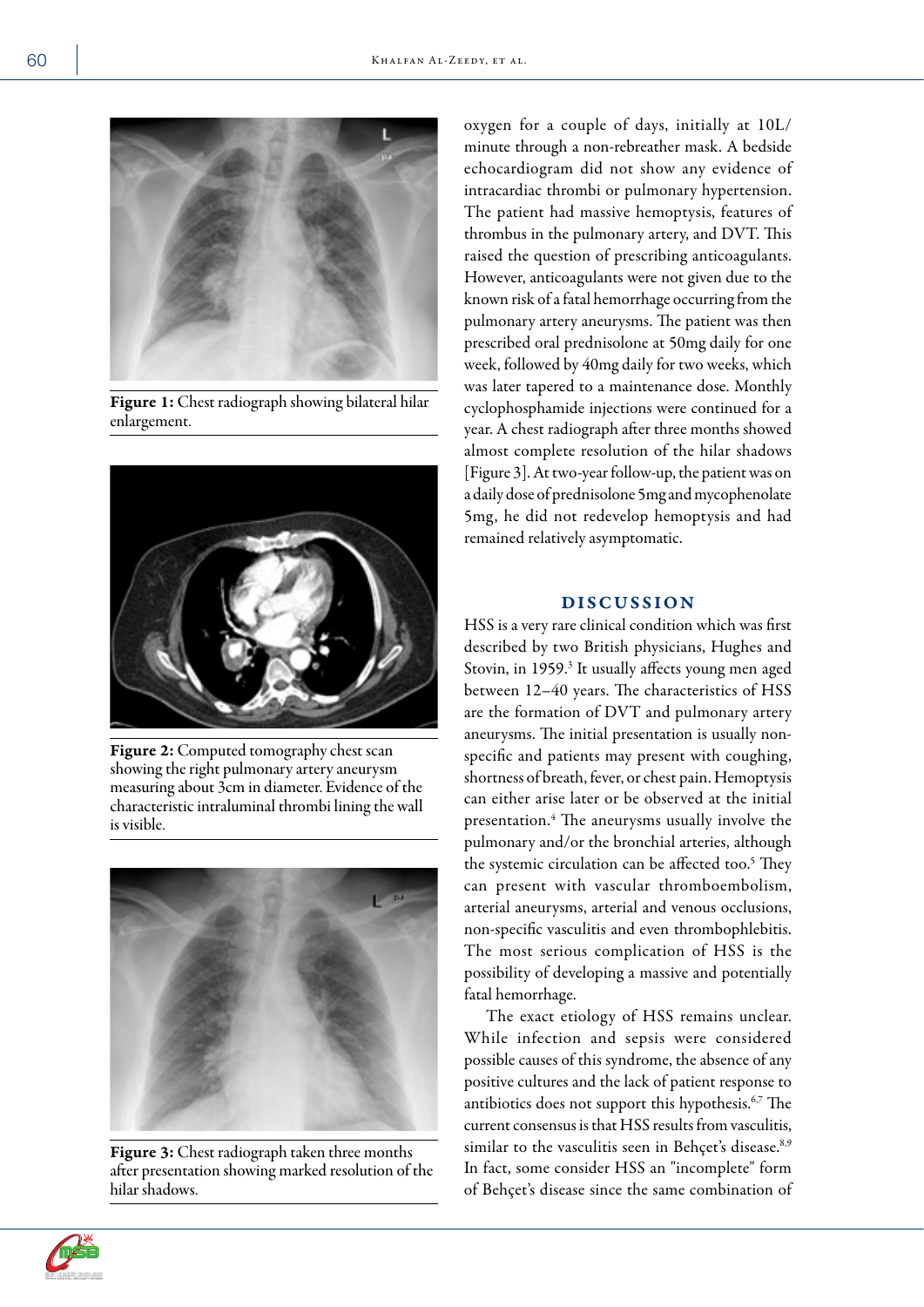Figure 1: Chest radiograph showing bilateral hilar enlargement.

Figure 2: Computed tomography chest scan showing the right pulmonary artery aneurysm measuring about 3cm in diameter. Evidence of the characteristic intraluminal thrombi lining the wall is visible.

Figure 3: Chest radiograph taken three months after presentation showing marked resolution of the hilar shadows.

oxygen for a couple of days, initially at 10L/minute through a non-rebreather mask. A bedside echocardiogram did not show any evidence of intracardiac thrombi or pulmonary hypertension. The patient had massive hemoptysis, features of thrombus in the pulmonary artery, and DVT. This raised the question of prescribing anticoagulants. However, anticoagulants were not given due to the known risk of a fatal hemorrhage occurring from the pulmonary artery aneurysms. The patient was then prescribed oral prednisolone at 50mg daily for one week, followed by 40mg daily for two weeks, which was later tapered to a maintenance dose. Monthly cyclophosphamide injections were continued for a year. A chest radiograph after three months showed almost complete resolution of the hilar shadows [Figure 3]. At two-year follow-up, the patient was on a daily dose of prednisolone 5mg and mycophenolate 5mg, he did not redevelop hemoptysis and had remained relatively asymptomatic.

## DISCUSSION

HSS is a very rare clinical condition which was first described by two British physicians, Hughes and Stovin, in 1959.[3] It usually affects young men aged between 12–40 years. The characteristics of HSS are the formation of DVT and pulmonary artery aneurysms. The initial presentation is usually non-specific and patients may present with coughing, shortness of breath, fever, or chest pain. Hemoptysis can either arise later or be observed at the initial presentation.[4] The aneurysms usually involve the pulmonary and/or the bronchial arteries, although the systemic circulation can be affected too.[5] They can present with vascular thromboembolism, arterial aneurysms, arterial and venous occlusions, non-specific vasculitis and even thrombophlebitis. The most serious complication of HSS is the possibility of developing a massive and potentially fatal hemorrhage.

The exact etiology of HSS remains unclear. While infection and sepsis were considered possible causes of this syndrome, the absence of any positive cultures and the lack of patient response to antibiotics does not support this hypothesis.[6,7] The current consensus is that HSS results from vasculitis, similar to the vasculitis seen in Behçet's disease.[8,9] In fact, some consider HSS an "incomplete" form of Behçet's disease since the same combination of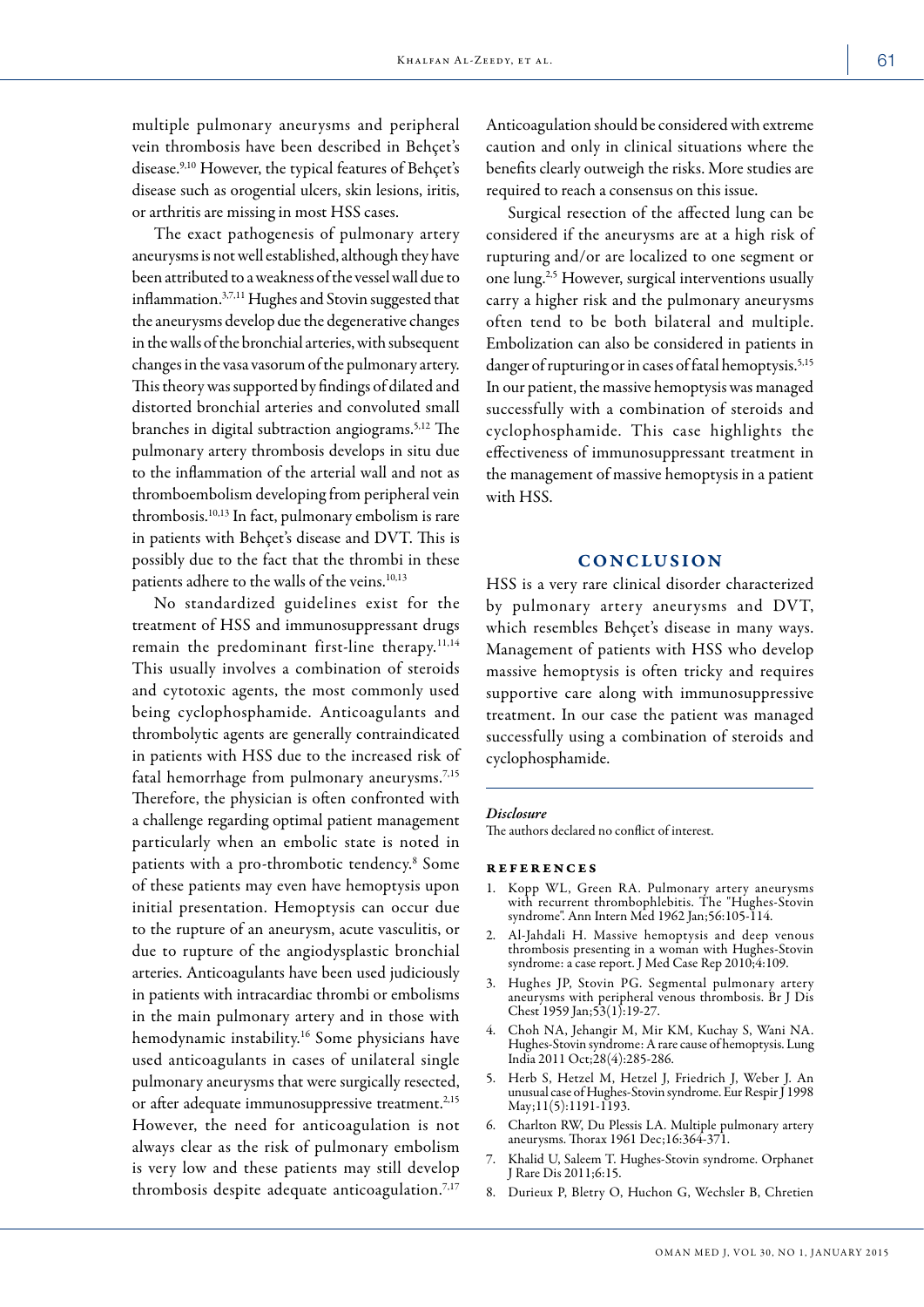multiple pulmonary aneurysms and peripheral vein thrombosis have been described in Behçet's disease.[9,10] However, the typical features of Behçet's disease such as orogential ulcers, skin lesions, iritis, or arthritis are missing in most HSS cases.

The exact pathogenesis of pulmonary artery aneurysms is not well established, although they have been attributed to a weakness of the vessel wall due to inflammation.[3,7,11] Hughes and Stovin suggested that the aneurysms develop due the degenerative changes in the walls of the bronchial arteries, with subsequent changes in the vasa vasorum of the pulmonary artery. This theory was supported by findings of dilated and distorted bronchial arteries and convoluted small branches in digital subtraction angiograms.[5,12] The pulmonary artery thrombosis develops in situ due to the inflammation of the arterial wall and not as thromboembolism developing from peripheral vein thrombosis.[10,13] In fact, pulmonary embolism is rare in patients with Behçet's disease and DVT. This is possibly due to the fact that the thrombi in these patients adhere to the walls of the veins.[10,13]

No standardized guidelines exist for the treatment of HSS and immunosuppressant drugs remain the predominant first-line therapy.[11,14] This usually involves a combination of steroids and cytotoxic agents, the most commonly used being cyclophosphamide. Anticoagulants and thrombolytic agents are generally contraindicated in patients with HSS due to the increased risk of fatal hemorrhage from pulmonary aneurysms.[7,15] Therefore, the physician is often confronted with a challenge regarding optimal patient management particularly when an embolic state is noted in patients with a pro-thrombotic tendency.[8] Some of these patients may even have hemoptysis upon initial presentation. Hemoptysis can occur due to the rupture of an aneurysm, acute vasculitis, or due to rupture of the angiodysplastic bronchial arteries. Anticoagulants have been used judiciously in patients with intracardiac thrombi or embolisms in the main pulmonary artery and in those with hemodynamic instability.[16] Some physicians have used anticoagulants in cases of unilateral single pulmonary aneurysms that were surgically resected, or after adequate immunosuppressive treatment.[2,15] However, the need for anticoagulation is not always clear as the risk of pulmonary embolism is very low and these patients may still develop thrombosis despite adequate anticoagulation.[7,17] Anticoagulation should be considered with extreme caution and only in clinical situations where the benefits clearly outweigh the risks. More studies are required to reach a consensus on this issue.

Surgical resection of the affected lung can be considered if the aneurysms are at a high risk of rupturing and/or are localized to one segment or one lung.[2,5] However, surgical interventions usually carry a higher risk and the pulmonary aneurysms often tend to be both bilateral and multiple. Embolization can also be considered in patients in danger of rupturing or in cases of fatal hemoptysis.[5,15] In our patient, the massive hemoptysis was managed successfully with a combination of steroids and cyclophosphamide. This case highlights the effectiveness of immunosuppressant treatment in the management of massive hemoptysis in a patient with HSS.

## CONCLUSION

HSS is a very rare clinical disorder characterized by pulmonary artery aneurysms and DVT, which resembles Behçet's disease in many ways. Management of patients with HSS who develop massive hemoptysis is often tricky and requires supportive care along with immunosuppressive treatment. In our case the patient was managed successfully using a combination of steroids and cyclophosphamide.

### *Disclosure*

The authors declared no conflict of interest.

## REFERENCES

1. Kopp WL, Green RA. Pulmonary artery aneurysms with recurrent thrombophlebitis. The "Hughes-Stovin syndrome". Ann Intern Med 1962 Jan;56:105-114.
2. Al-Jahdali H. Massive hemoptysis and deep venous thrombosis presenting in a woman with Hughes-Stovin syndrome: a case report. J Med Case Rep 2010;4:109.
3. Hughes JP, Stovin PG. Segmental pulmonary artery aneurysms with peripheral venous thrombosis. Br J Dis Chest 1959 Jan;53(1):19-27.
4. Choh NA, Jehangir M, Mir KM, Kuchay S, Wani NA. Hughes-Stovin syndrome: A rare cause of hemoptysis. Lung India 2011 Oct;28(4):285-286.
5. Herb S, Hetzel M, Hetzel J, Friedrich J, Weber J. An unusual case of Hughes-Stovin syndrome. Eur Respir J 1998 May;11(5):1191-1193.
6. Charlton RW, Du Plessis LA. Multiple pulmonary artery aneurysms. Thorax 1961 Dec;16:364-371.
7. Khalid U, Saleem T. Hughes-Stovin syndrome. Orphanet J Rare Dis 2011;6:15.
8. Durieux P, Bletry O, Huchon G, Wechsler B, Chretien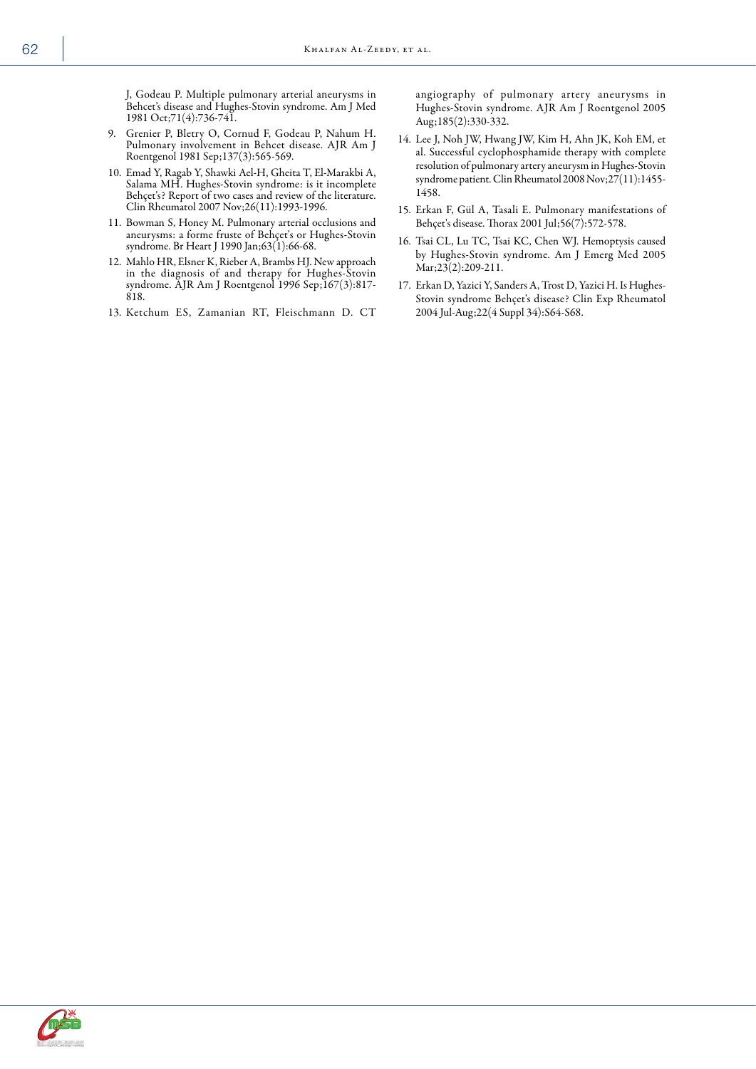J, Godeau P. Multiple pulmonary arterial aneurysms in Behcet's disease and Hughes-Stovin syndrome. Am J Med 1981 Oct;71(4):736-741.

9. Grenier P, Bletry O, Cornud F, Godeau P, Nahum H. Pulmonary involvement in Behcet disease. AJR Am J Roentgenol 1981 Sep;137(3):565-569.
10. Emad Y, Ragab Y, Shawki Ael-H, Gheita T, El-Marakbi A, Salama MH. Hughes-Stovin syndrome: is it incomplete Behçet's? Report of two cases and review of the literature. Clin Rheumatol 2007 Nov;26(11):1993-1996.
11. Bowman S, Honey M. Pulmonary arterial occlusions and aneurysms: a forme fruste of Behçet's or Hughes-Stovin syndrome. Br Heart J 1990 Jan;63(1):66-68.
12. Mahlo HR, Elsner K, Rieber A, Brambs HJ. New approach in the diagnosis of and therapy for Hughes-Stovin syndrome. AJR Am J Roentgenol 1996 Sep;167(3):817-818.
13. Ketchum ES, Zamanian RT, Fleischmann D. CT angiography of pulmonary artery aneurysms in Hughes-Stovin syndrome. AJR Am J Roentgenol 2005 Aug;185(2):330-332.
14. Lee J, Noh JW, Hwang JW, Kim H, Ahn JK, Koh EM, et al. Successful cyclophosphamide therapy with complete resolution of pulmonary artery aneurysm in Hughes-Stovin syndrome patient. Clin Rheumatol 2008 Nov;27(11):1455-1458.
15. Erkan F, Gül A, Tasali E. Pulmonary manifestations of Behçet's disease. Thorax 2001 Jul;56(7):572-578.
16. Tsai CL, Lu TC, Tsai KC, Chen WJ. Hemoptysis caused by Hughes-Stovin syndrome. Am J Emerg Med 2005 Mar;23(2):209-211.
17. Erkan D, Yazici Y, Sanders A, Trost D, Yazici H. Is Hughes-Stovin syndrome Behçet's disease? Clin Exp Rheumatol 2004 Jul-Aug;22(4 Suppl 34):S64-S68.